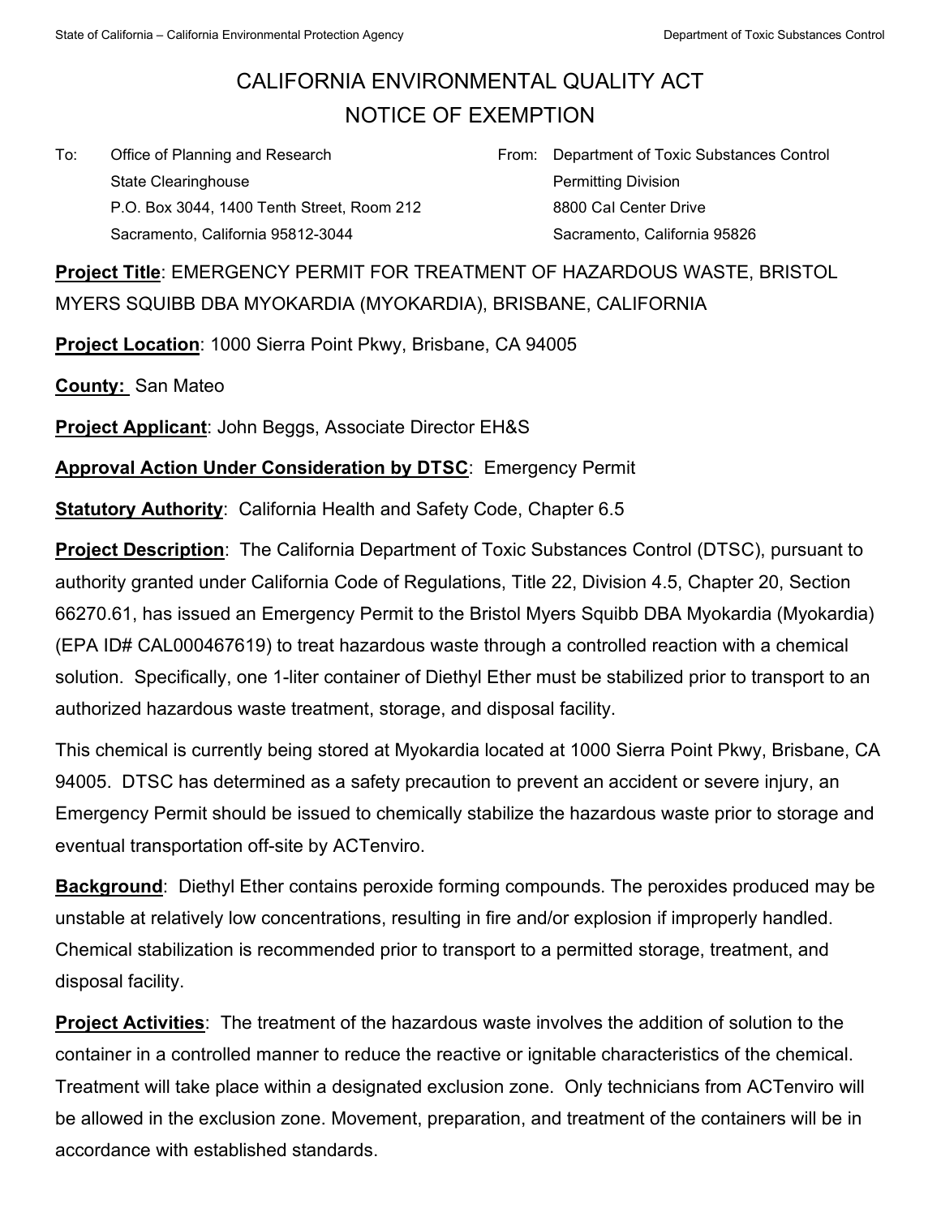# CALIFORNIA ENVIRONMENTAL QUALITY ACT
# NOTICE OF EXEMPTION

To: Office of Planning and Research
State Clearinghouse
P.O. Box 3044, 1400 Tenth Street, Room 212
Sacramento, California 95812-3044

From: Department of Toxic Substances Control
Permitting Division
8800 Cal Center Drive
Sacramento, California 95826

**Project Title**: EMERGENCY PERMIT FOR TREATMENT OF HAZARDOUS WASTE, BRISTOL MYERS SQUIBB DBA MYOKARDIA (MYOKARDIA), BRISBANE, CALIFORNIA

**Project Location**: 1000 Sierra Point Pkwy, Brisbane, CA 94005

**County:** San Mateo

**Project Applicant**: John Beggs, Associate Director EH&S

**Approval Action Under Consideration by DTSC**: Emergency Permit

**Statutory Authority**: California Health and Safety Code, Chapter 6.5

**Project Description**: The California Department of Toxic Substances Control (DTSC), pursuant to authority granted under California Code of Regulations, Title 22, Division 4.5, Chapter 20, Section 66270.61, has issued an Emergency Permit to the Bristol Myers Squibb DBA Myokardia (Myokardia) (EPA ID# CAL000467619) to treat hazardous waste through a controlled reaction with a chemical solution. Specifically, one 1-liter container of Diethyl Ether must be stabilized prior to transport to an authorized hazardous waste treatment, storage, and disposal facility.

This chemical is currently being stored at Myokardia located at 1000 Sierra Point Pkwy, Brisbane, CA 94005. DTSC has determined as a safety precaution to prevent an accident or severe injury, an Emergency Permit should be issued to chemically stabilize the hazardous waste prior to storage and eventual transportation off-site by ACTenviro.

**Background**: Diethyl Ether contains peroxide forming compounds. The peroxides produced may be unstable at relatively low concentrations, resulting in fire and/or explosion if improperly handled. Chemical stabilization is recommended prior to transport to a permitted storage, treatment, and disposal facility.

**Project Activities**: The treatment of the hazardous waste involves the addition of solution to the container in a controlled manner to reduce the reactive or ignitable characteristics of the chemical. Treatment will take place within a designated exclusion zone. Only technicians from ACTenviro will be allowed in the exclusion zone. Movement, preparation, and treatment of the containers will be in accordance with established standards.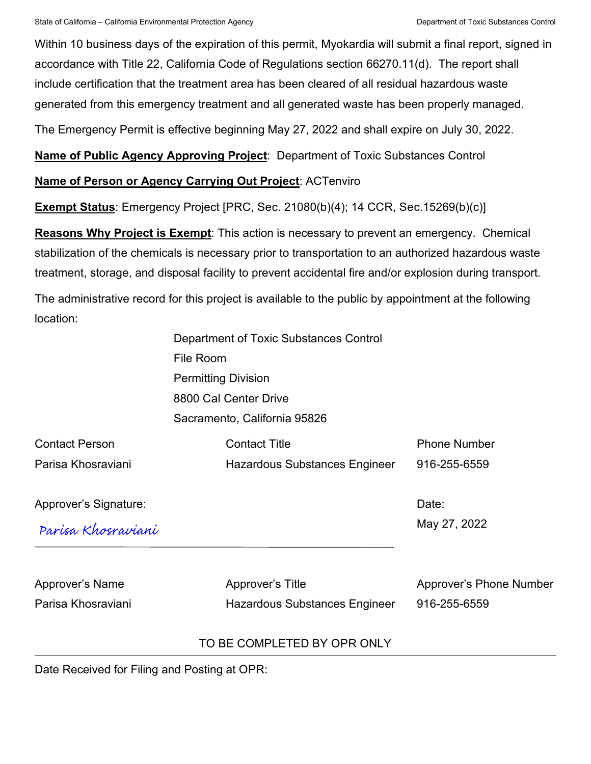Within 10 business days of the expiration of this permit, Myokardia will submit a final report, signed in accordance with Title 22, California Code of Regulations section 66270.11(d). The report shall include certification that the treatment area has been cleared of all residual hazardous waste generated from this emergency treatment and all generated waste has been properly managed.

The Emergency Permit is effective beginning May 27, 2022 and shall expire on July 30, 2022.

**Name of Public Agency Approving Project**: Department of Toxic Substances Control

**Name of Person or Agency Carrying Out Project**: ACTenviro

**Exempt Status**: Emergency Project [PRC, Sec. 21080(b)(4); 14 CCR, Sec.15269(b)(c)]

**Reasons Why Project is Exempt**: This action is necessary to prevent an emergency. Chemical stabilization of the chemicals is necessary prior to transportation to an authorized hazardous waste treatment, storage, and disposal facility to prevent accidental fire and/or explosion during transport.

The administrative record for this project is available to the public by appointment at the following location:

Department of Toxic Substances Control
File Room
Permitting Division
8800 Cal Center Drive
Sacramento, California 95826

| Contact Person | Contact Title | Phone Number |
| --- | --- | --- |
| Parisa Khosraviani | Hazardous Substances Engineer | 916-255-6559 |

Approver's Signature: *Parisa Khosraviani*

Date: May 27, 2022

| Approver's Name | Approver's Title | Approver's Phone Number |
| --- | --- | --- |
| Parisa Khosraviani | Hazardous Substances Engineer | 916-255-6559 |

TO BE COMPLETED BY OPR ONLY

Date Received for Filing and Posting at OPR: